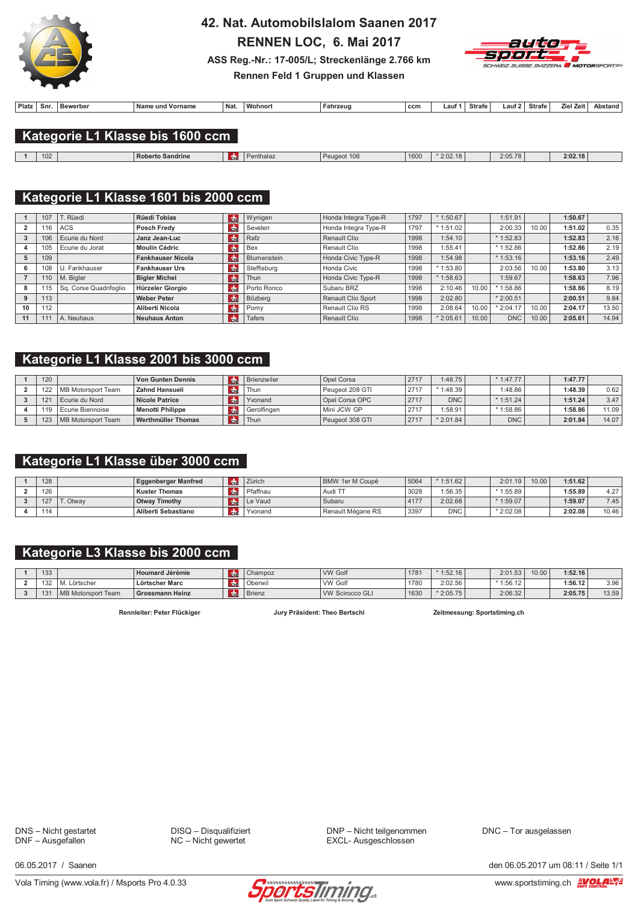# 42. Nat. Automobilslalom Saanen 2017

## RENNEN LOC, 6. Mai 2017

**ASS Reg.-Nr.: 17-005/L; Streckenlänge 2.766 km**

**Rennen Feld 1 Gruppen und Klassen**

## Kategorie L1 Klasse bis 1600 ccm

| Platz | Snr. | Bewerber | Name und Vorname | Nat. | Wohnort | Fahrzeug | ccm | Lauf 1 | Strafe | Lauf 2 | Strafe | Ziel Zeit | Abstand |
|---|---|---|---|---|---|---|---|---|---|---|---|---|---|
| 1 | 102 | | **Roberto Sandrine** | CH | Penthalaz | Peugeot 106 | 1600 | * 2:02.18 | | 2:05.78 | | **2:02.18** | |

## Kategorie L1 Klasse 1601 bis 2000 ccm

| Platz | Snr. | Bewerber | Name und Vorname | Nat. | Wohnort | Fahrzeug | ccm | Lauf 1 | Strafe | Lauf 2 | Strafe | Ziel Zeit | Abstand |
|---|---|---|---|---|---|---|---|---|---|---|---|---|---|
| 1 | 107 | T. Rüedi | **Rüedi Tobias** | CH | Wynigen | Honda Integra Type-R | 1797 | * 1:50.67 | | 1:51.91 | | **1:50.67** | |
| 2 | 116 | ACS | **Posch Fredy** | CH | Sevelen | Honda Integra Type-R | 1797 | * 1:51.02 | | 2:00.33 | 10.00 | **1:51.02** | 0.35 |
| 3 | 106 | Ecurie du Nord | **Janz Jean-Luc** | CH | Rafz | Renault Clio | 1998 | 1:54.10 | | * 1:52.83 | | **1:52.83** | 2.16 |
| 4 | 105 | Ecurie du Jorat | **Moulin Cédric** | CH | Bex | Renault Clio | 1998 | 1:55.41 | | * 1:52.86 | | **1:52.86** | 2.19 |
| 5 | 109 | | **Fankhauser Nicola** | CH | Blumenstein | Honda Civic Type-R | 1998 | 1:54.98 | | * 1:53.16 | | **1:53.16** | 2.49 |
| 6 | 108 | U. Fankhauser | **Fankhauser Urs** | CH | Steffisburg | Honda Civic | 1998 | * 1:53.80 | | 2:03.56 | 10.00 | **1:53.80** | 3.13 |
| 7 | 110 | M. Bigler | **Bigler Michel** | CH | Thun | Honda Civic Type-R | 1998 | * 1:58.63 | | 1:59.67 | | **1:58.63** | 7.96 |
| 8 | 115 | Sq. Corse Quadrifoglio | **Hürzeler Giorgio** | CH | Porto Ronco | Subaru BRZ | 1998 | 2:10.46 | 10.00 | * 1:58.86 | | **1:58.86** | 8.19 |
| 9 | 113 | | **Weber Peter** | CH | Bözberg | Renault Clio Sport | 1998 | 2:02.80 | | * 2:00.51 | | **2:00.51** | 9.84 |
| 10 | 112 | | **Aliberti Nicola** | CH | Pomy | Renault Clio RS | 1998 | 2:08.64 | 10.00 | * 2:04.17 | 10.00 | **2:04.17** | 13.50 |
| 11 | 111 | A. Neuhaus | **Neuhaus Anton** | CH | Tafers | Renault Clio | 1998 | * 2:05.61 | 10.00 | DNC | 10.00 | **2:05.61** | 14.94 |

## Kategorie L1 Klasse 2001 bis 3000 ccm

| Platz | Snr. | Bewerber | Name und Vorname | Nat. | Wohnort | Fahrzeug | ccm | Lauf 1 | Strafe | Lauf 2 | Strafe | Ziel Zeit | Abstand |
|---|---|---|---|---|---|---|---|---|---|---|---|---|---|
| 1 | 120 | | **Von Gunten Dennis** | CH | Brienzwiler | Opel Corsa | 2717 | 1:48.75 | | * 1:47.77 | | **1:47.77** | |
| 2 | 122 | MB Motorsport Team | **Zahnd Hansueli** | CH | Thun | Peugeot 208 GTI | 2717 | * 1:48.39 | | 1:48.86 | | **1:48.39** | 0.62 |
| 3 | 121 | Ecurie du Nord | **Nicole Patrice** | CH | Yvonand | Opel Corsa OPC | 2717 | DNC | | * 1:51.24 | | **1:51.24** | 3.47 |
| 4 | 119 | Ecurie Biennoise | **Menotti Philippe** | CH | Gerolfingen | Mini JCW GP | 2717 | 1:58.91 | | * 1:58.86 | | **1:58.86** | 11.09 |
| 5 | 123 | MB Motorsport Team | **Werthmüller Thomas** | CH | Thun | Peugeot 308 GTI | 2717 | * 2:01.84 | | DNC | | **2:01.84** | 14.07 |

## Kategorie L1 Klasse über 3000 ccm

| Platz | Snr. | Bewerber | Name und Vorname | Nat. | Wohnort | Fahrzeug | ccm | Lauf 1 | Strafe | Lauf 2 | Strafe | Ziel Zeit | Abstand |
|---|---|---|---|---|---|---|---|---|---|---|---|---|---|
| 1 | 128 | | **Eggenberger Manfred** | CH | Zürich | BMW 1er M Coupé | 5064 | * 1:51.62 | | 2:01.19 | 10.00 | **1:51.62** | |
| 2 | 126 | | **Kuster Thomas** | CH | Pfaffnau | Audi TT | 3028 | 1:56.35 | | * 1:55.89 | | **1:55.89** | 4.27 |
| 3 | 127 | T. Otway | **Otway Timothy** | CH | Le Vaud | Subaru | 4177 | 2:02.68 | | * 1:59.07 | | **1:59.07** | 7.45 |
| 4 | 114 | | **Aliberti Sebastiano** | CH | Yvonand | Renault Mégane RS | 3397 | DNC | | * 2:02.08 | | **2:02.08** | 10.46 |

## Kategorie L3 Klasse bis 2000 ccm

| Platz | Snr. | Bewerber | Name und Vorname | Nat. | Wohnort | Fahrzeug | ccm | Lauf 1 | Strafe | Lauf 2 | Strafe | Ziel Zeit | Abstand |
|---|---|---|---|---|---|---|---|---|---|---|---|---|---|
| 1 | 133 | | **Houmard Jérémie** | CH | Champoz | VW Golf | 1781 | * 1:52.16 | | 2:01.53 | 10.00 | **1:52.16** | |
| 2 | 132 | M. Lörtscher | **Lörtscher Marc** | CH | Oberwil | VW Golf | 1780 | 2:02.56 | | * 1:56.12 | | **1:56.12** | 3.96 |
| 3 | 131 | MB Motorsport Team | **Grossmann Heinz** | CH | Brienz | VW Scirocco GLI | 1630 | * 2:05.75 | | 2:06.32 | | **2:05.75** | 13.59 |

**Rennleiter: Peter Flückiger** **Jury Präsident: Theo Bertschi** **Zeitmessung: Sportstiming.ch**

DNS – Nicht gestartet
DNF – Ausgefallen
DISQ – Disqualifiziert
NC – Nicht gewertet
DNP – Nicht teilgenommen
EXCL- Ausgeschlossen
DNC – Tor ausgelassen

06.05.2017 / Saanen

den 06.05.2017 um 08:11 / Seite 1/1

Vola Timing (www.vola.fr) / Msports Pro 4.0.33

www.sportstiming.ch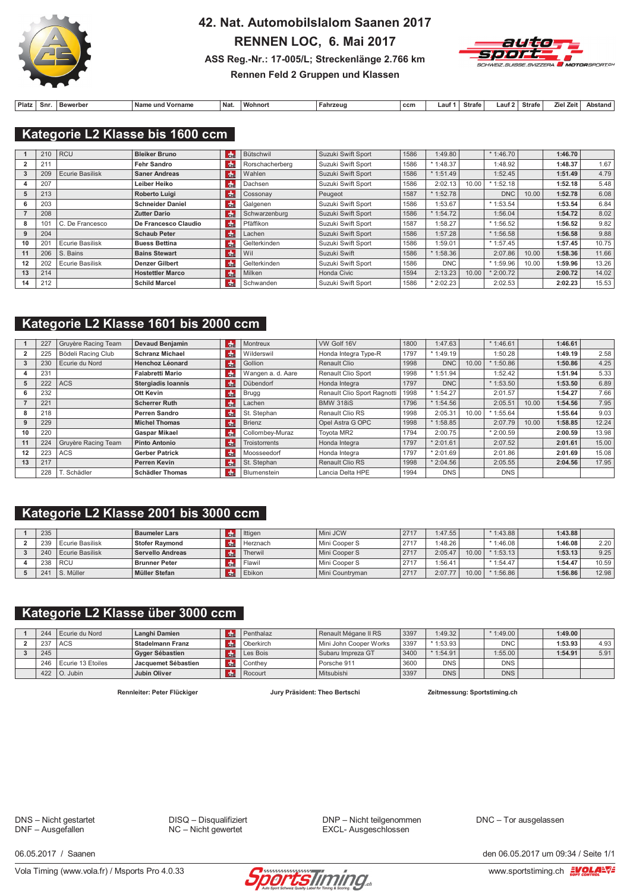# 42. Nat. Automobilslalom Saanen 2017

## RENNEN LOC, 6. Mai 2017

**ASS Reg.-Nr.: 17-005/L; Streckenlänge 2.766 km**

**Rennen Feld 2 Gruppen und Klassen**

## Kategorie L2 Klasse bis 1600 ccm

| Platz | Snr. | Bewerber | Name und Vorname | Nat. | Wohnort | Fahrzeug | ccm | Lauf 1 | Strafe | Lauf 2 | Strafe | Ziel Zeit | Abstand |
|---|---|---|---|---|---|---|---|---|---|---|---|---|---|
| 1 | 210 | RCU | **Bleiker Bruno** | CH | Bütschwil | Suzuki Swift Sport | 1586 | 1:49.80 | | * 1:46.70 | | **1:46.70** | |
| 2 | 211 | | **Fehr Sandro** | CH | Rorschacherberg | Suzuki Swift Sport | 1586 | * 1:48.37 | | 1:48.92 | | **1:48.37** | 1.67 |
| 3 | 209 | Ecurie Basilisk | **Saner Andreas** | CH | Wahlen | Suzuki Swift Sport | 1586 | * 1:51.49 | | 1:52.45 | | **1:51.49** | 4.79 |
| 4 | 207 | | **Leiber Heiko** | CH | Dachsen | Suzuki Swift Sport | 1586 | 2:02.13 | 10.00 | * 1:52.18 | | **1:52.18** | 5.48 |
| 5 | 213 | | **Roberto Luigi** | CH | Cossonay | Peugeot | 1587 | * 1:52.78 | | DNC | 10.00 | **1:52.78** | 6.08 |
| 6 | 203 | | **Schneider Daniel** | CH | Galgenen | Suzuki Swift Sport | 1586 | 1:53.67 | | * 1:53.54 | | **1:53.54** | 6.84 |
| 7 | 208 | | **Zutter Dario** | CH | Schwarzenburg | Suzuki Swift Sport | 1586 | * 1:54.72 | | 1:56.04 | | **1:54.72** | 8.02 |
| 8 | 101 | C. De Francesco | **De Francesco Claudio** | CH | Pfäffikon | Suzuki Swift Sport | 1587 | 1:58.27 | | * 1:56.52 | | **1:56.52** | 9.82 |
| 9 | 204 | | **Schaub Peter** | CH | Lachen | Suzuki Swift Sport | 1586 | 1:57.28 | | * 1:56.58 | | **1:56.58** | 9.88 |
| 10 | 201 | Ecurie Basilisk | **Buess Bettina** | CH | Gelterkinden | Suzuki Swift Sport | 1586 | 1:59.01 | | * 1:57.45 | | **1:57.45** | 10.75 |
| 11 | 206 | S. Bains | **Bains Stewart** | CH | Wil | Suzuki Swift | 1586 | * 1:58.36 | | 2:07.86 | 10.00 | **1:58.36** | 11.66 |
| 12 | 202 | Ecurie Basilisk | **Denzer Gilbert** | CH | Gelterkinden | Suzuki Swift Sport | 1586 | DNC | | * 1:59.96 | 10.00 | **1:59.96** | 13.26 |
| 13 | 214 | | **Hostettler Marco** | CH | Milken | Honda Civic | 1594 | 2:13.23 | 10.00 | * 2:00.72 | | **2:00.72** | 14.02 |
| 14 | 212 | | **Schild Marcel** | CH | Schwanden | Suzuki Swift Sport | 1586 | * 2:02.23 | | 2:02.53 | | **2:02.23** | 15.53 |

## Kategorie L2 Klasse 1601 bis 2000 ccm

| Platz | Snr. | Bewerber | Name und Vorname | Nat. | Wohnort | Fahrzeug | ccm | Lauf 1 | Strafe | Lauf 2 | Strafe | Ziel Zeit | Abstand |
|---|---|---|---|---|---|---|---|---|---|---|---|---|---|
| 1 | 227 | Gruyère Racing Team | **Devaud Benjamin** | CH | Montreux | VW Golf 16V | 1800 | 1:47.63 | | * 1:46.61 | | **1:46.61** | |
| 2 | 225 | Bödeli Racing Club | **Schranz Michael** | CH | Wilderswil | Honda Integra Type-R | 1797 | * 1:49.19 | | 1:50.28 | | **1:49.19** | 2.58 |
| 3 | 230 | Ecurie du Nord | **Henchoz Léonard** | CH | Gollion | Renault Clio | 1998 | DNC | 10.00 | * 1:50.86 | | **1:50.86** | 4.25 |
| 4 | 231 | | **Falabretti Mario** | CH | Wangen a. d. Aare | Renault Clio Sport | 1998 | * 1:51.94 | | 1:52.42 | | **1:51.94** | 5.33 |
| 5 | 222 | ACS | **Stergiadis Ioannis** | CH | Dübendorf | Honda Integra | 1797 | DNC | | * 1:53.50 | | **1:53.50** | 6.89 |
| 6 | 232 | | **Ott Kevin** | CH | Brugg | Renault Clio Sport Ragnotti | 1998 | * 1:54.27 | | 2:01.57 | | **1:54.27** | 7.66 |
| 7 | 221 | | **Scherrer Ruth** | CH | Lachen | BMW 318iS | 1796 | * 1:54.56 | | 2:05.51 | 10.00 | **1:54.56** | 7.95 |
| 8 | 218 | | **Perren Sandro** | CH | St. Stephan | Renault Clio RS | 1998 | 2:05.31 | 10.00 | * 1:55.64 | | **1:55.64** | 9.03 |
| 9 | 229 | | **Michel Thomas** | CH | Brienz | Opel Astra G OPC | 1998 | * 1:58.85 | | 2:07.79 | 10.00 | **1:58.85** | 12.24 |
| 10 | 220 | | **Gaspar Mikael** | CH | Collombey-Muraz | Toyota MR2 | 1794 | 2:00.75 | | * 2:00.59 | | **2:00.59** | 13.98 |
| 11 | 224 | Gruyère Racing Team | **Pinto Antonio** | CH | Troistorrents | Honda Integra | 1797 | * 2:01.61 | | 2:07.52 | | **2:01.61** | 15.00 |
| 12 | 223 | ACS | **Gerber Patrick** | CH | Moosseedorf | Honda Integra | 1797 | * 2:01.69 | | 2:01.86 | | **2:01.69** | 15.08 |
| 13 | 217 | | **Perren Kevin** | CH | St. Stephan | Renault Clio RS | 1998 | * 2:04.56 | | 2:05.55 | | **2:04.56** | 17.95 |
| | 228 | T. Schädler | **Schädler Thomas** | CH | Blumenstein | Lancia Delta HPE | 1994 | DNS | | DNS | | | |

## Kategorie L2 Klasse 2001 bis 3000 ccm

| Platz | Snr. | Bewerber | Name und Vorname | Nat. | Wohnort | Fahrzeug | ccm | Lauf 1 | Strafe | Lauf 2 | Strafe | Ziel Zeit | Abstand |
|---|---|---|---|---|---|---|---|---|---|---|---|---|---|
| 1 | 235 | | **Baumeler Lars** | CH | Ittigen | Mini JCW | 2717 | 1:47.55 | | * 1:43.88 | | **1:43.88** | |
| 2 | 239 | Ecurie Basilisk | **Stofer Raymond** | CH | Herznach | Mini Cooper S | 2717 | 1:48.26 | | * 1:46.08 | | **1:46.08** | 2.20 |
| 3 | 240 | Ecurie Basilisk | **Servello Andreas** | CH | Therwil | Mini Cooper S | 2717 | 2:05.47 | 10.00 | * 1:53.13 | | **1:53.13** | 9.25 |
| 4 | 238 | RCU | **Brunner Peter** | CH | Flawil | Mini Cooper S | 2717 | 1:56.41 | | * 1:54.47 | | **1:54.47** | 10.59 |
| 5 | 241 | S. Müller | **Müller Stefan** | CH | Ebikon | Mini Countryman | 2717 | 2:07.77 | 10.00 | * 1:56.86 | | **1:56.86** | 12.98 |

## Kategorie L2 Klasse über 3000 ccm

| Platz | Snr. | Bewerber | Name und Vorname | Nat. | Wohnort | Fahrzeug | ccm | Lauf 1 | Strafe | Lauf 2 | Strafe | Ziel Zeit | Abstand |
|---|---|---|---|---|---|---|---|---|---|---|---|---|---|
| 1 | 244 | Ecurie du Nord | **Langhi Damien** | CH | Penthalaz | Renault Mégane II RS | 3397 | 1:49.32 | | * 1:49.00 | | **1:49.00** | |
| 2 | 237 | ACS | **Stadelmann Franz** | CH | Oberkirch | Mini John Cooper Works | 3397 | * 1:53.93 | | DNC | | **1:53.93** | 4.93 |
| 3 | 245 | | **Gyger Sébastien** | CH | Les Bois | Subaru Impreza GT | 3400 | * 1:54.91 | | 1:55.00 | | **1:54.91** | 5.91 |
| | 246 | Ecurie 13 Etoiles | **Jacquemet Sébastien** | CH | Conthey | Porsche 911 | 3600 | DNS | | DNS | | | |
| | 422 | O. Jubin | **Jubin Oliver** | CH | Rocourt | Mitsubishi | 3397 | DNS | | DNS | | | |

**Rennleiter: Peter Flückiger** | **Jury Präsident: Theo Bertschi** | **Zeitmessung: Sportstiming.ch**

DNS – Nicht gestartet
DNF – Ausgefallen
DISQ – Disqualifiziert
NC – Nicht gewertet
DNP – Nicht teilgenommen
EXCL- Ausgeschlossen
DNC – Tor ausgelassen

06.05.2017 / Saanen

den 06.05.2017 um 09:34 / Seite 1/1

Vola Timing (www.vola.fr) / Msports Pro 4.0.33

www.sportstiming.ch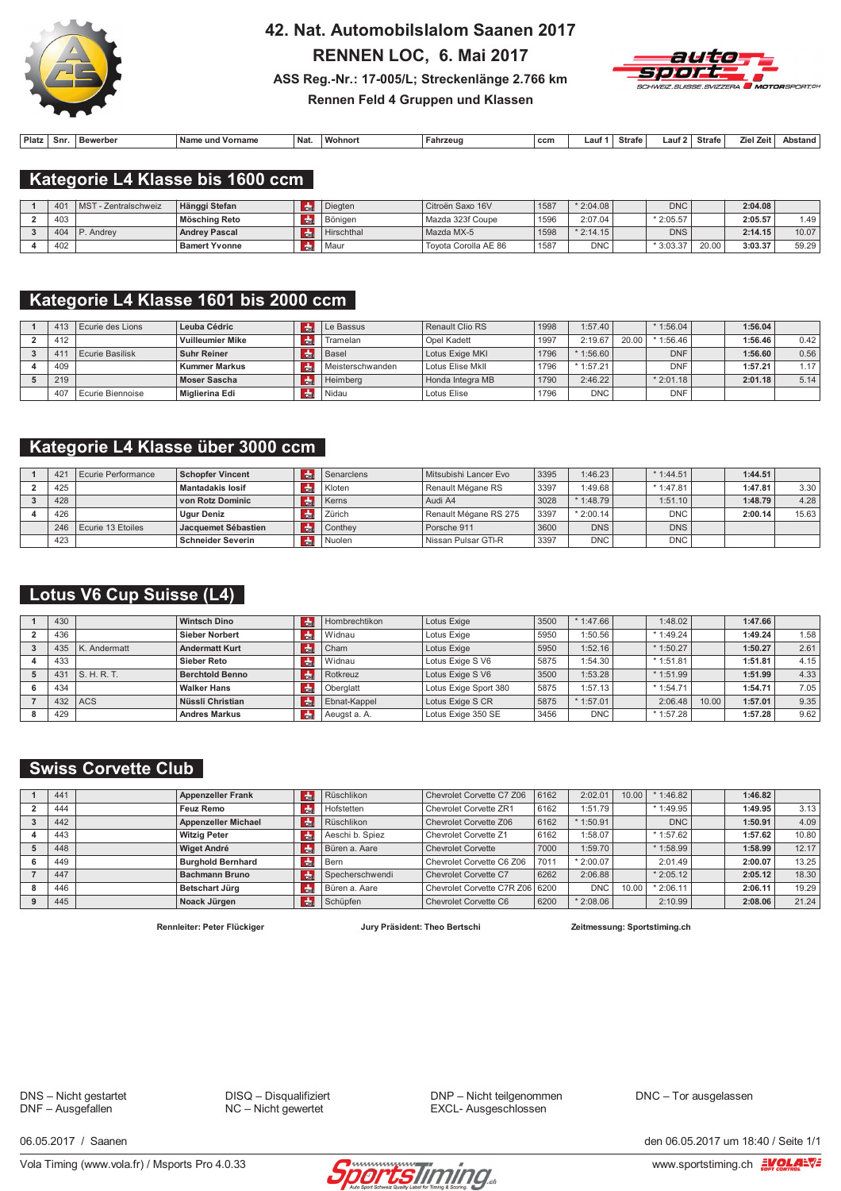# 42. Nat. Automobilslalom Saanen 2017

## RENNEN LOC, 6. Mai 2017

**ASS Reg.-Nr.: 17-005/L; Streckenlänge 2.766 km**

**Rennen Feld 4 Gruppen und Klassen**

## Kategorie L4 Klasse bis 1600 ccm

| Platz | Snr. | Bewerber | Name und Vorname | Nat. | Wohnort | Fahrzeug | ccm | Lauf 1 | Strafe | Lauf 2 | Strafe | Ziel Zeit | Abstand |
|---|---|---|---|---|---|---|---|---|---|---|---|---|---|
| 1 | 401 | MST - Zentralschweiz | Hänggi Stefan | CH | Diegten | Citroën Saxo 16V | 1587 | * 2:04.08 | | DNC | | 2:04.08 | |
| 2 | 403 | | Mösching Reto | CH | Bönigen | Mazda 323f Coupe | 1596 | 2:07.04 | | * 2:05.57 | | 2:05.57 | 1.49 |
| 3 | 404 | P. Andrey | Andrey Pascal | CH | Hirschthal | Mazda MX-5 | 1598 | * 2:14.15 | | DNS | | 2:14.15 | 10.07 |
| 4 | 402 | | Bamert Yvonne | CH | Maur | Toyota Corolla AE 86 | 1587 | DNC | | * 3:03.37 | 20.00 | 3:03.37 | 59.29 |

## Kategorie L4 Klasse 1601 bis 2000 ccm

| Platz | Snr. | Bewerber | Name und Vorname | Nat. | Wohnort | Fahrzeug | ccm | Lauf 1 | Strafe | Lauf 2 | Strafe | Ziel Zeit | Abstand |
|---|---|---|---|---|---|---|---|---|---|---|---|---|---|
| 1 | 413 | Ecurie des Lions | Leuba Cédric | CH | Le Bassus | Renault Clio RS | 1998 | 1:57.40 | | * 1:56.04 | | 1:56.04 | |
| 2 | 412 | | Vuilleumier Mike | CH | Tramelan | Opel Kadett | 1997 | 2:19.67 | 20.00 | * 1:56.46 | | 1:56.46 | 0.42 |
| 3 | 411 | Ecurie Basilisk | Suhr Reiner | CH | Basel | Lotus Exige MKI | 1796 | * 1:56.60 | | DNF | | 1:56.60 | 0.56 |
| 4 | 409 | | Kummer Markus | CH | Meisterschwanden | Lotus Elise MkII | 1796 | * 1:57.21 | | DNF | | 1:57.21 | 1.17 |
| 5 | 219 | | Moser Sascha | CH | Heimberg | Honda Integra MB | 1790 | 2:46.22 | | * 2:01.18 | | 2:01.18 | 5.14 |
| | 407 | Ecurie Biennoise | Miglierina Edi | CH | Nidau | Lotus Elise | 1796 | DNC | | DNF | | | |

## Kategorie L4 Klasse über 3000 ccm

| Platz | Snr. | Bewerber | Name und Vorname | Nat. | Wohnort | Fahrzeug | ccm | Lauf 1 | Strafe | Lauf 2 | Strafe | Ziel Zeit | Abstand |
|---|---|---|---|---|---|---|---|---|---|---|---|---|---|
| 1 | 421 | Ecurie Performance | Schopfer Vincent | CH | Senarclens | Mitsubishi Lancer Evo | 3395 | 1:46.23 | | * 1:44.51 | | 1:44.51 | |
| 2 | 425 | | Mantadakis Iosif | CH | Kloten | Renault Mégane RS | 3397 | 1:49.68 | | * 1:47.81 | | 1:47.81 | 3.30 |
| 3 | 428 | | von Rotz Dominic | CH | Kerns | Audi A4 | 3028 | * 1:48.79 | | 1:51.10 | | 1:48.79 | 4.28 |
| 4 | 426 | | Ugur Deniz | CH | Zürich | Renault Mégane RS 275 | 3397 | * 2:00.14 | | DNC | | 2:00.14 | 15.63 |
| | 246 | Ecurie 13 Etoiles | Jacquemet Sébastien | CH | Conthey | Porsche 911 | 3600 | DNS | | DNS | | | |
| | 423 | | Schneider Severin | CH | Nuolen | Nissan Pulsar GTI-R | 3397 | DNC | | DNC | | | |

## Lotus V6 Cup Suisse (L4)

| Platz | Snr. | Bewerber | Name und Vorname | Nat. | Wohnort | Fahrzeug | ccm | Lauf 1 | Strafe | Lauf 2 | Strafe | Ziel Zeit | Abstand |
|---|---|---|---|---|---|---|---|---|---|---|---|---|---|
| 1 | 430 | | Wintsch Dino | CH | Hombrechtikon | Lotus Exige | 3500 | * 1:47.66 | | 1:48.02 | | 1:47.66 | |
| 2 | 436 | | Sieber Norbert | CH | Widnau | Lotus Exige | 5950 | 1:50.56 | | * 1:49.24 | | 1:49.24 | 1.58 |
| 3 | 435 | K. Andermatt | Andermatt Kurt | CH | Cham | Lotus Exige | 5950 | 1:52.16 | | * 1:50.27 | | 1:50.27 | 2.61 |
| 4 | 433 | | Sieber Reto | CH | Widnau | Lotus Exige S V6 | 5875 | 1:54.30 | | * 1:51.81 | | 1:51.81 | 4.15 |
| 5 | 431 | S. H. R. T. | Berchtold Benno | CH | Rotkreuz | Lotus Exige S V6 | 3500 | 1:53.28 | | * 1:51.99 | | 1:51.99 | 4.33 |
| 6 | 434 | | Walker Hans | CH | Oberglatt | Lotus Exige Sport 380 | 5875 | 1:57.13 | | * 1:54.71 | | 1:54.71 | 7.05 |
| 7 | 432 | ACS | Nüssli Christian | CH | Ebnat-Kappel | Lotus Exige S CR | 5875 | * 1:57.01 | | 2:06.48 | 10.00 | 1:57.01 | 9.35 |
| 8 | 429 | | Andres Markus | CH | Aeugst a. A. | Lotus Exige 350 SE | 3456 | DNC | | * 1:57.28 | | 1:57.28 | 9.62 |

## Swiss Corvette Club

| Platz | Snr. | Bewerber | Name und Vorname | Nat. | Wohnort | Fahrzeug | ccm | Lauf 1 | Strafe | Lauf 2 | Strafe | Ziel Zeit | Abstand |
|---|---|---|---|---|---|---|---|---|---|---|---|---|---|
| 1 | 441 | | Appenzeller Frank | CH | Rüschlikon | Chevrolet Corvette C7 Z06 | 6162 | 2:02.01 | 10.00 | * 1:46.82 | | 1:46.82 | |
| 2 | 444 | | Feuz Remo | CH | Hofstetten | Chevrolet Corvette ZR1 | 6162 | 1:51.79 | | * 1:49.95 | | 1:49.95 | 3.13 |
| 3 | 442 | | Appenzeller Michael | CH | Rüschlikon | Chevrolet Corvette Z06 | 6162 | * 1:50.91 | | DNC | | 1:50.91 | 4.09 |
| 4 | 443 | | Witzig Peter | CH | Aeschi b. Spiez | Chevrolet Corvette Z1 | 6162 | 1:58.07 | | * 1:57.62 | | 1:57.62 | 10.80 |
| 5 | 448 | | Wiget André | CH | Büren a. Aare | Chevrolet Corvette | 7000 | 1:59.70 | | * 1:58.99 | | 1:58.99 | 12.17 |
| 6 | 449 | | Burghold Bernhard | CH | Bern | Chevrolet Corvette C6 Z06 | 7011 | * 2:00.07 | | 2:01.49 | | 2:00.07 | 13.25 |
| 7 | 447 | | Bachmann Bruno | CH | Specherschwendi | Chevrolet Corvette C7 | 6262 | 2:06.88 | | * 2:05.12 | | 2:05.12 | 18.30 |
| 8 | 446 | | Betschart Jürg | CH | Büren a. Aare | Chevrolet Corvette C7R Z06 | 6200 | DNC | 10.00 | * 2:06.11 | | 2:06.11 | 19.29 |
| 9 | 445 | | Noack Jürgen | CH | Schüpfen | Chevrolet Corvette C6 | 6200 | * 2:08.06 | | 2:10.99 | | 2:08.06 | 21.24 |

**Rennleiter: Peter Flückiger** **Jury Präsident: Theo Bertschi** **Zeitmessung: Sportstiming.ch**

DNS – Nicht gestartet
DNF – Ausgefallen
DISQ – Disqualifiziert
NC – Nicht gewertet
DNP – Nicht teilgenommen
EXCL- Ausgeschlossen
DNC – Tor ausgelassen

06.05.2017 / Saanen — den 06.05.2017 um 18:40 / Seite 1/1

Vola Timing (www.vola.fr) / Msports Pro 4.0.33 — www.sportstiming.ch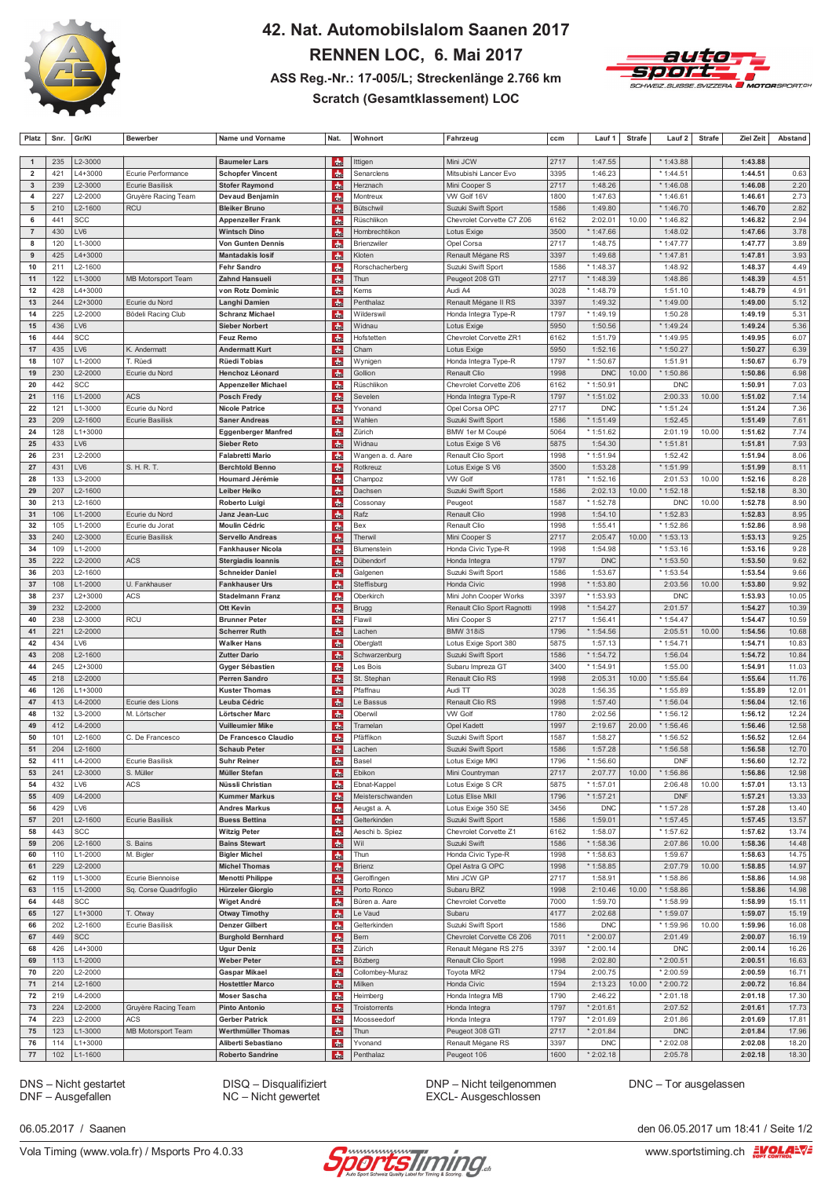# 42. Nat. Automobilslalom Saanen 2017

## RENNEN LOC, 6. Mai 2017

### ASS Reg.-Nr.: 17-005/L; Streckenlänge 2.766 km

### Scratch (Gesamtklassement) LOC

| Platz | Snr. | Gr/Kl | Bewerber | Name und Vorname | Nat. | Wohnort | Fahrzeug | ccm | Lauf 1 | Strafe | Lauf 2 | Strafe | Ziel Zeit | Abstand |
|---|---|---|---|---|---|---|---|---|---|---|---|---|---|---|
| 1 | 235 | L2-3000 | | **Baumeler Lars** | CH | Ittigen | Mini JCW | 2717 | 1:47.55 | | * 1:43.88 | | **1:43.88** | |
| 2 | 421 | L4+3000 | Ecurie Performance | **Schopfer Vincent** | CH | Senarclens | Mitsubishi Lancer Evo | 3395 | 1:46.23 | | * 1:44.51 | | **1:44.51** | 0.63 |
| 3 | 239 | L2-3000 | Ecurie Basilisk | **Stofer Raymond** | CH | Herznach | Mini Cooper S | 2717 | 1:48.26 | | * 1:46.08 | | **1:46.08** | 2.20 |
| 4 | 227 | L2-2000 | Gruyère Racing Team | **Devaud Benjamin** | CH | Montreux | VW Golf 16V | 1800 | 1:47.63 | | * 1:46.61 | | **1:46.61** | 2.73 |
| 5 | 210 | L2-1600 | RCU | **Bleiker Bruno** | CH | Bütschwil | Suzuki Swift Sport | 1586 | 1:49.80 | | * 1:46.70 | | **1:46.70** | 2.82 |
| 6 | 441 | SCC | | **Appenzeller Frank** | CH | Rüschlikon | Chevrolet Corvette C7 Z06 | 6162 | 2:02.01 | 10.00 | * 1:46.82 | | **1:46.82** | 2.94 |
| 7 | 430 | LV6 | | **Wintsch Dino** | CH | Hombrechtikon | Lotus Exige | 3500 | * 1:47.66 | | 1:48.02 | | **1:47.66** | 3.78 |
| 8 | 120 | L1-3000 | | **Von Gunten Dennis** | CH | Brienzwiler | Opel Corsa | 2717 | 1:48.75 | | * 1:47.77 | | **1:47.77** | 3.89 |
| 9 | 425 | L4+3000 | | **Mantadakis Iosif** | CH | Kloten | Renault Mégane RS | 3397 | 1:49.68 | | * 1:47.81 | | **1:47.81** | 3.93 |
| 10 | 211 | L2-1600 | | **Fehr Sandro** | CH | Rorschacherberg | Suzuki Swift Sport | 1586 | * 1:48.37 | | 1:48.92 | | **1:48.37** | 4.49 |
| 11 | 122 | L1-3000 | MB Motorsport Team | **Zahnd Hansueli** | CH | Thun | Peugeot 208 GTI | 2717 | * 1:48.39 | | 1:48.86 | | **1:48.39** | 4.51 |
| 12 | 428 | L4+3000 | | **von Rotz Dominic** | CH | Kerns | Audi A4 | 3028 | * 1:48.79 | | 1:51.10 | | **1:48.79** | 4.91 |
| 13 | 244 | L2+3000 | Ecurie du Nord | **Langhi Damien** | CH | Penthalaz | Renault Mégane II RS | 3397 | 1:49.32 | | * 1:49.00 | | **1:49.00** | 5.12 |
| 14 | 225 | L2-2000 | Bödeli Racing Club | **Schranz Michael** | CH | Wilderswil | Honda Integra Type-R | 1797 | * 1:49.19 | | 1:50.28 | | **1:49.19** | 5.31 |
| 15 | 436 | LV6 | | **Sieber Norbert** | CH | Widnau | Lotus Exige | 5950 | 1:50.56 | | * 1:49.24 | | **1:49.24** | 5.36 |
| 16 | 444 | SCC | | **Feuz Remo** | CH | Hofstetten | Chevrolet Corvette ZR1 | 6162 | 1:51.79 | | * 1:49.95 | | **1:49.95** | 6.07 |
| 17 | 435 | LV6 | K. Andermatt | **Andermatt Kurt** | CH | Cham | Lotus Exige | 5950 | 1:52.16 | | * 1:50.27 | | **1:50.27** | 6.39 |
| 18 | 107 | L1-2000 | T. Rüedi | **Rüedi Tobias** | CH | Wynigen | Honda Integra Type-R | 1797 | * 1:50.67 | | 1:51.91 | | **1:50.67** | 6.79 |
| 19 | 230 | L2-2000 | Ecurie du Nord | **Henchoz Léonard** | CH | Gollion | Renault Clio | 1998 | DNC | 10.00 | * 1:50.86 | | **1:50.86** | 6.98 |
| 20 | 442 | SCC | | **Appenzeller Michael** | CH | Rüschlikon | Chevrolet Corvette Z06 | 6162 | * 1:50.91 | | DNC | | **1:50.91** | 7.03 |
| 21 | 116 | L1-2000 | ACS | **Posch Fredy** | CH | Sevelen | Honda Integra Type-R | 1797 | * 1:51.02 | | 2:00.33 | 10.00 | **1:51.02** | 7.14 |
| 22 | 121 | L1-3000 | Ecurie du Nord | **Nicole Patrice** | CH | Yvonand | Opel Corsa OPC | 2717 | DNC | | * 1:51.24 | | **1:51.24** | 7.36 |
| 23 | 209 | L2-1600 | Ecurie Basilisk | **Saner Andreas** | CH | Wahlen | Suzuki Swift Sport | 1586 | * 1:51.49 | | 1:52.45 | | **1:51.49** | 7.61 |
| 24 | 128 | L1+3000 | | **Eggenberger Manfred** | CH | Zürich | BMW 1er M Coupé | 5064 | * 1:51.62 | | 2:01.19 | 10.00 | **1:51.62** | 7.74 |
| 25 | 433 | LV6 | | **Sieber Reto** | CH | Widnau | Lotus Exige S V6 | 5875 | 1:54.30 | | * 1:51.81 | | **1:51.81** | 7.93 |
| 26 | 231 | L2-2000 | | **Falabretti Mario** | CH | Wangen a. d. Aare | Renault Clio Sport | 1998 | * 1:51.94 | | 1:52.42 | | **1:51.94** | 8.06 |
| 27 | 431 | LV6 | S. H. R. T. | **Berchtold Benno** | CH | Rotkreuz | Lotus Exige S V6 | 3500 | 1:53.28 | | * 1:51.99 | | **1:51.99** | 8.11 |
| 28 | 133 | L3-2000 | | **Houmard Jérémie** | CH | Champoz | VW Golf | 1781 | * 1:52.16 | | 2:01.53 | 10.00 | **1:52.16** | 8.28 |
| 29 | 207 | L2-1600 | | **Leiber Heiko** | CH | Dachsen | Suzuki Swift Sport | 1586 | 2:02.13 | 10.00 | * 1:52.18 | | **1:52.18** | 8.30 |
| 30 | 213 | L2-1600 | | **Roberto Luigi** | CH | Cossonay | Peugeot | 1587 | * 1:52.78 | | DNC | 10.00 | **1:52.78** | 8.90 |
| 31 | 106 | L1-2000 | Ecurie du Nord | **Janz Jean-Luc** | CH | Rafz | Renault Clio | 1998 | 1:54.10 | | * 1:52.83 | | **1:52.83** | 8.95 |
| 32 | 105 | L1-2000 | Ecurie du Jorat | **Moulin Cédric** | CH | Bex | Renault Clio | 1998 | 1:55.41 | | * 1:52.86 | | **1:52.86** | 8.98 |
| 33 | 240 | L2-3000 | Ecurie Basilisk | **Servello Andreas** | CH | Therwil | Mini Cooper S | 2717 | 2:05.47 | 10.00 | * 1:53.13 | | **1:53.13** | 9.25 |
| 34 | 109 | L1-2000 | | **Fankhauser Nicola** | CH | Blumenstein | Honda Civic Type-R | 1998 | 1:54.98 | | * 1:53.16 | | **1:53.16** | 9.28 |
| 35 | 222 | L2-2000 | ACS | **Stergiadis Ioannis** | CH | Dübendorf | Honda Integra | 1797 | DNC | | * 1:53.50 | | **1:53.50** | 9.62 |
| 36 | 203 | L2-1600 | | **Schneider Daniel** | CH | Galgenen | Suzuki Swift Sport | 1586 | 1:53.67 | | * 1:53.54 | | **1:53.54** | 9.66 |
| 37 | 108 | L1-2000 | U. Fankhauser | **Fankhauser Urs** | CH | Steffisburg | Honda Civic | 1998 | * 1:53.80 | | 2:03.56 | 10.00 | **1:53.80** | 9.92 |
| 38 | 237 | L2+3000 | ACS | **Stadelmann Franz** | CH | Oberkirch | Mini John Cooper Works | 3397 | * 1:53.93 | | DNC | | **1:53.93** | 10.05 |
| 39 | 232 | L2-2000 | | **Ott Kevin** | CH | Brugg | Renault Clio Sport Ragnotti | 1998 | * 1:54.27 | | 2:01.57 | | **1:54.27** | 10.39 |
| 40 | 238 | L2-3000 | RCU | **Brunner Peter** | CH | Flawil | Mini Cooper S | 2717 | 1:56.41 | | * 1:54.47 | | **1:54.47** | 10.59 |
| 41 | 221 | L2-2000 | | **Scherrer Ruth** | CH | Lachen | BMW 318iS | 1796 | * 1:54.56 | | 2:05.51 | 10.00 | **1:54.56** | 10.68 |
| 42 | 434 | LV6 | | **Walker Hans** | CH | Oberglatt | Lotus Exige Sport 380 | 5875 | 1:57.13 | | * 1:54.71 | | **1:54.71** | 10.83 |
| 43 | 208 | L2-1600 | | **Zutter Dario** | CH | Schwarzenburg | Suzuki Swift Sport | 1586 | * 1:54.72 | | 1:56.04 | | **1:54.72** | 10.84 |
| 44 | 245 | L2+3000 | | **Gygax Sébastien** | CH | Les Bois | Subaru Impreza GT | 3400 | * 1:54.91 | | 1:55.00 | | **1:54.91** | 11.03 |
| 45 | 218 | L2-2000 | | **Perren Sandro** | CH | St. Stephan | Renault Clio RS | 1998 | 2:05.31 | 10.00 | * 1:55.64 | | **1:55.64** | 11.76 |
| 46 | 126 | L1+3000 | | **Kuster Thomas** | CH | Pfaffnau | Audi TT | 3028 | 1:56.35 | | * 1:55.89 | | **1:55.89** | 12.01 |
| 47 | 413 | L4-2000 | Ecurie des Lions | **Leuba Cédric** | CH | Le Bassus | Renault Clio RS | 1998 | 1:57.40 | | * 1:56.04 | | **1:56.04** | 12.16 |
| 48 | 132 | L3-2000 | M. Lörtscher | **Lörtscher Marc** | CH | Oberwil | VW Golf | 1780 | 2:02.56 | | * 1:56.12 | | **1:56.12** | 12.24 |
| 49 | 412 | L4-2000 | | **Vuilleumier Mike** | CH | Tramelan | Opel Kadett | 1997 | 2:19.67 | 20.00 | * 1:56.46 | | **1:56.46** | 12.58 |
| 50 | 101 | L2-1600 | C. De Francesco | **De Francesco Claudio** | CH | Pfäffikon | Suzuki Swift Sport | 1587 | 1:58.27 | | * 1:56.52 | | **1:56.52** | 12.64 |
| 51 | 204 | L2-1600 | | **Schaub Peter** | CH | Lachen | Suzuki Swift Sport | 1586 | 1:57.28 | | * 1:56.58 | | **1:56.58** | 12.70 |
| 52 | 411 | L4-2000 | Ecurie Basilisk | **Suhr Reiner** | CH | Basel | Lotus Exige MKI | 1796 | * 1:56.60 | | DNF | | **1:56.60** | 12.72 |
| 53 | 241 | L2-3000 | S. Müller | **Müller Stefan** | CH | Ebikon | Mini Countryman | 2717 | 2:07.77 | 10.00 | * 1:56.86 | | **1:56.86** | 12.98 |
| 54 | 432 | LV6 | ACS | **Nüssli Christian** | CH | Ebnat-Kappel | Lotus Exige S CR | 5875 | * 1:57.01 | | 2:06.48 | 10.00 | **1:57.01** | 13.13 |
| 55 | 409 | L4-2000 | | **Kummer Markus** | CH | Meisterschwanden | Lotus Elise MkII | 1796 | * 1:57.21 | | DNF | | **1:57.21** | 13.33 |
| 56 | 429 | LV6 | | **Andres Markus** | CH | Aeugst a. A. | Lotus Exige 350 SE | 3456 | DNC | | * 1:57.28 | | **1:57.28** | 13.40 |
| 57 | 201 | L2-1600 | Ecurie Basilisk | **Buess Bettina** | CH | Gelterkinden | Suzuki Swift Sport | 1586 | 1:59.01 | | * 1:57.45 | | **1:57.45** | 13.57 |
| 58 | 443 | SCC | | **Witzig Peter** | CH | Aeschi b. Spiez | Chevrolet Corvette Z1 | 6162 | 1:58.07 | | * 1:57.62 | | **1:57.62** | 13.74 |
| 59 | 206 | L2-1600 | S. Bains | **Bains Stewart** | CH | Wil | Suzuki Swift | 1586 | * 1:58.36 | | 2:07.86 | 10.00 | **1:58.36** | 14.48 |
| 60 | 110 | L1-2000 | M. Bigler | **Bigler Michel** | CH | Thun | Honda Civic Type-R | 1998 | * 1:58.63 | | 1:59.67 | | **1:58.63** | 14.75 |
| 61 | 229 | L2-2000 | | **Michel Thomas** | CH | Brienz | Opel Astra G OPC | 1998 | * 1:58.85 | | 2:07.79 | 10.00 | **1:58.85** | 14.97 |
| 62 | 119 | L1-3000 | Ecurie Biennoise | **Menotti Philippe** | CH | Gerolfingen | Mini JCW GP | 2717 | 1:58.91 | | * 1:58.86 | | **1:58.86** | 14.98 |
| 63 | 115 | L1-2000 | Sq. Corse Quadrifoglio | **Hürzeler Giorgio** | CH | Porto Ronco | Subaru BRZ | 1998 | 2:10.46 | 10.00 | * 1:58.86 | | **1:58.86** | 14.98 |
| 64 | 448 | SCC | | **Wiget André** | CH | Büren a. Aare | Chevrolet Corvette | 7000 | 1:59.70 | | * 1:58.99 | | **1:58.99** | 15.11 |
| 65 | 127 | L1+3000 | T. Otway | **Otway Timothy** | CH | Le Vaud | Subaru | 4177 | 2:02.68 | | * 1:59.07 | | **1:59.07** | 15.19 |
| 66 | 202 | L2-1600 | Ecurie Basilisk | **Denzer Gilbert** | CH | Gelterkinden | Suzuki Swift Sport | 1586 | DNC | | * 1:59.96 | 10.00 | **1:59.96** | 16.08 |
| 67 | 449 | SCC | | **Burghold Bernhard** | CH | Bern | Chevrolet Corvette C6 Z06 | 7011 | * 2:00.07 | | 2:01.49 | | **2:00.07** | 16.19 |
| 68 | 426 | L4+3000 | | **Ugur Deniz** | CH | Zürich | Renault Mégane RS 275 | 3397 | * 2:00.14 | | DNC | | **2:00.14** | 16.26 |
| 69 | 113 | L1-2000 | | **Weber Peter** | CH | Bözberg | Renault Clio Sport | 1998 | 2:02.80 | | * 2:00.51 | | **2:00.51** | 16.63 |
| 70 | 220 | L2-2000 | | **Gaspar Mikael** | CH | Collombey-Muraz | Toyota MR2 | 1794 | 2:00.75 | | * 2:00.59 | | **2:00.59** | 16.71 |
| 71 | 214 | L2-1600 | | **Hostettler Marco** | CH | Milken | Honda Civic | 1594 | 2:13.23 | 10.00 | * 2:00.72 | | **2:00.72** | 16.84 |
| 72 | 219 | L4-2000 | | **Moser Sascha** | CH | Heimberg | Honda Integra MB | 1790 | 2:46.22 | | * 2:01.18 | | **2:01.18** | 17.30 |
| 73 | 224 | L2-2000 | Gruyère Racing Team | **Pinto Antonio** | CH | Troistorrents | Honda Integra | 1797 | * 2:01.61 | | 2:07.52 | | **2:01.61** | 17.73 |
| 74 | 223 | L2-2000 | ACS | **Gerber Patrick** | CH | Moosseedorf | Honda Integra | 1797 | * 2:01.69 | | 2:01.86 | | **2:01.69** | 17.81 |
| 75 | 123 | L1-3000 | MB Motorsport Team | **Werthmüller Thomas** | CH | Thun | Peugeot 308 GTI | 2717 | * 2:01.84 | | DNC | | **2:01.84** | 17.96 |
| 76 | 114 | L1+3000 | | **Aliberti Sebastiano** | CH | Yvonand | Renault Mégane RS | 3397 | DNC | | * 2:02.08 | | **2:02.08** | 18.20 |
| 77 | 102 | L1-1600 | | **Roberto Sandrine** | CH | Penthalaz | Peugeot 106 | 1600 | * 2:02.18 | | 2:05.78 | | **2:02.18** | 18.30 |

DNS – Nicht gestartet
DNF – Ausgefallen
DISQ – Disqualifiziert
NC – Nicht gewertet
DNP – Nicht teilgenommen
EXCL- Ausgeschlossen
DNC – Tor ausgelassen

06.05.2017 / Saanen

den 06.05.2017 um 18:41 / Seite 1/2

Vola Timing (www.vola.fr) / Msports Pro 4.0.33

www.sportstiming.ch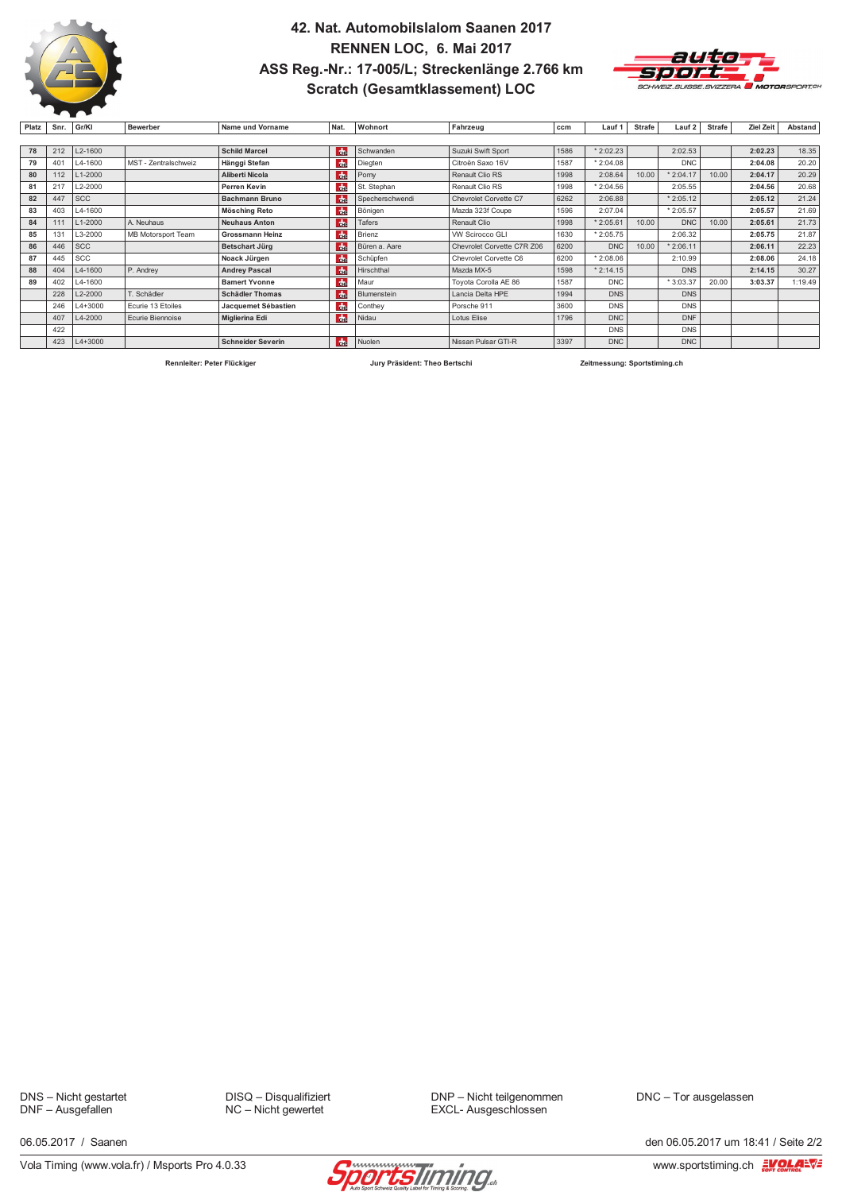# 42. Nat. Automobilslalom Saanen 2017
## RENNEN LOC, 6. Mai 2017
## ASS Reg.-Nr.: 17-005/L; Streckenlänge 2.766 km
## Scratch (Gesamtklassement) LOC

| Platz | Snr. | Gr/Kl | Bewerber | Name und Vorname | Nat. | Wohnort | Fahrzeug | ccm | Lauf 1 | Strafe | Lauf 2 | Strafe | Ziel Zeit | Abstand |
|---|---|---|---|---|---|---|---|---|---|---|---|---|---|---|
| 78 | 212 | L2-1600 | | **Schild Marcel** | CH | Schwanden | Suzuki Swift Sport | 1586 | * 2:02.23 | | 2:02.53 | | **2:02.23** | 18.35 |
| 79 | 401 | L4-1600 | MST - Zentralschweiz | **Hänggi Stefan** | CH | Diegten | Citroën Saxo 16V | 1587 | * 2:04.08 | | DNC | | **2:04.08** | 20.20 |
| 80 | 112 | L1-2000 | | **Aliberti Nicola** | CH | Pomy | Renault Clio RS | 1998 | 2:08.64 | 10.00 | * 2:04.17 | 10.00 | **2:04.17** | 20.29 |
| 81 | 217 | L2-2000 | | **Perren Kevin** | CH | St. Stephan | Renault Clio RS | 1998 | * 2:04.56 | | 2:05.55 | | **2:04.56** | 20.68 |
| 82 | 447 | SCC | | **Bachmann Bruno** | CH | Specherschwendi | Chevrolet Corvette C7 | 6262 | 2:06.88 | | * 2:05.12 | | **2:05.12** | 21.24 |
| 83 | 403 | L4-1600 | | **Mösching Reto** | CH | Bönigen | Mazda 323f Coupe | 1596 | 2:07.04 | | * 2:05.57 | | **2:05.57** | 21.69 |
| 84 | 111 | L1-2000 | A. Neuhaus | **Neuhaus Anton** | CH | Tafers | Renault Clio | 1998 | * 2:05.61 | 10.00 | DNC | 10.00 | **2:05.61** | 21.73 |
| 85 | 131 | L3-2000 | MB Motorsport Team | **Grossmann Heinz** | CH | Brienz | VW Scirocco GLI | 1630 | * 2:05.75 | | 2:06.32 | | **2:05.75** | 21.87 |
| 86 | 446 | SCC | | **Betschart Jürg** | CH | Büren a. Aare | Chevrolet Corvette C7R Z06 | 6200 | DNC | 10.00 | * 2:06.11 | | **2:06.11** | 22.23 |
| 87 | 445 | SCC | | **Noack Jürgen** | CH | Schüpfen | Chevrolet Corvette C6 | 6200 | * 2:08.06 | | 2:10.99 | | **2:08.06** | 24.18 |
| 88 | 404 | L4-1600 | P. Andrey | **Andrey Pascal** | CH | Hirschthal | Mazda MX-5 | 1598 | * 2:14.15 | | DNS | | **2:14.15** | 30.27 |
| 89 | 402 | L4-1600 | | **Bamert Yvonne** | CH | Maur | Toyota Corolla AE 86 | 1587 | DNC | | * 3:03.37 | 20.00 | **3:03.37** | 1:19.49 |
| | 228 | L2-2000 | T. Schädler | **Schädler Thomas** | CH | Blumenstein | Lancia Delta HPE | 1994 | DNS | | DNS | | | |
| | 246 | L4+3000 | Ecurie 13 Etoiles | **Jacquemet Sébastien** | CH | Conthey | Porsche 911 | 3600 | DNS | | DNS | | | |
| | 407 | L4-2000 | Ecurie Biennoise | **Miglierina Edi** | CH | Nidau | Lotus Elise | 1796 | DNC | | DNF | | | |
| | 422 | | | | | | | | DNS | | DNS | | | |
| | 423 | L4+3000 | | **Schneider Severin** | CH | Nuolen | Nissan Pulsar GTI-R | 3397 | DNC | | DNC | | | |

**Rennleiter: Peter Flückiger** **Jury Präsident: Theo Bertschi** **Zeitmessung: Sportstiming.ch**

DNS – Nicht gestartet
DNF – Ausgefallen
DISQ – Disqualifiziert
NC – Nicht gewertet
DNP – Nicht teilgenommen
EXCL- Ausgeschlossen
DNC – Tor ausgelassen

06.05.2017 / Saanen

den 06.05.2017 um 18:41 / Seite 2/2

Vola Timing (www.vola.fr) / Msports Pro 4.0.33

www.sportstiming.ch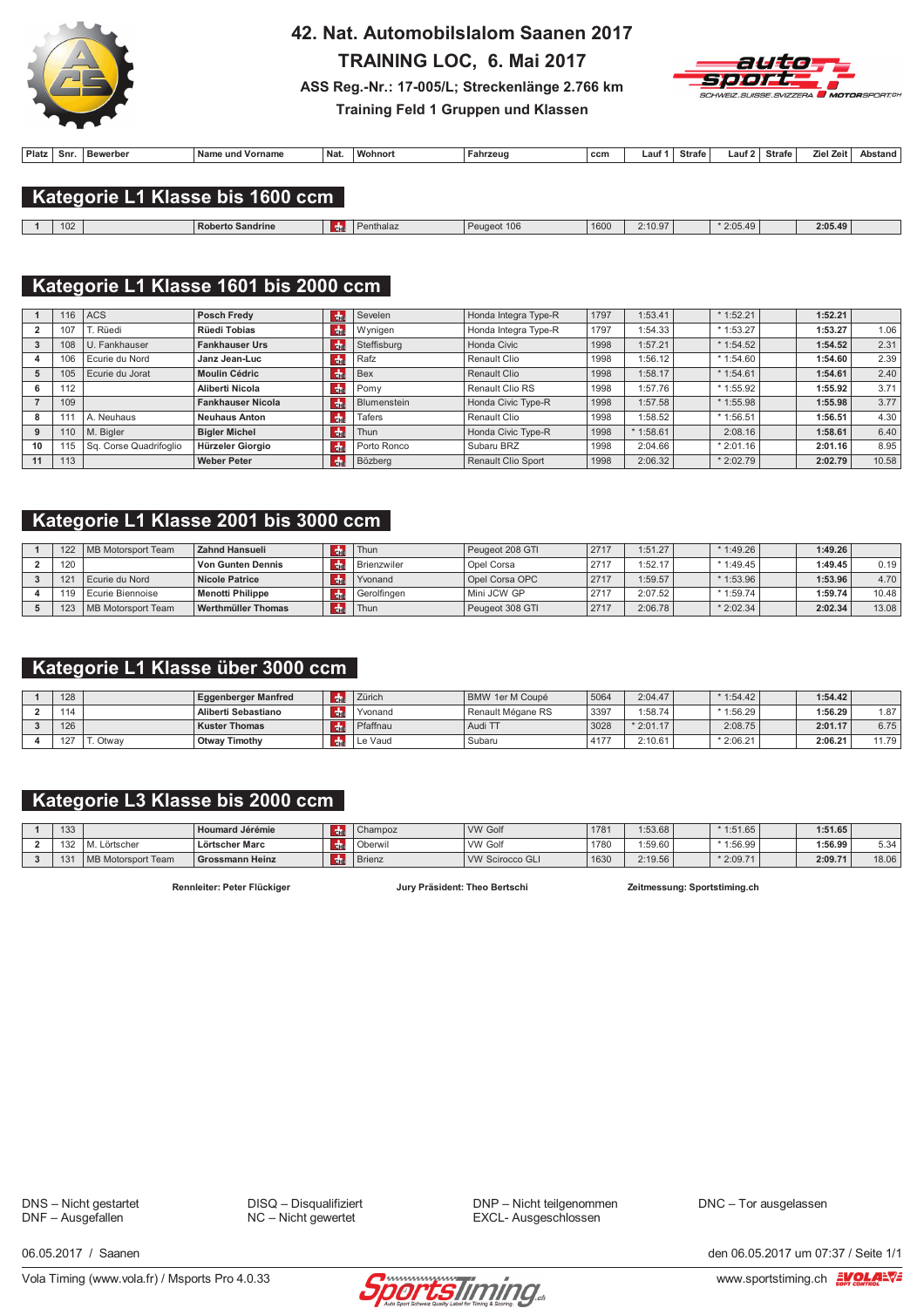# 42. Nat. Automobilslalom Saanen 2017

## TRAINING LOC, 6. Mai 2017

**ASS Reg.-Nr.: 17-005/L; Streckenlänge 2.766 km**

**Training Feld 1 Gruppen und Klassen**

## Kategorie L1 Klasse bis 1600 ccm

| Platz | Snr. | Bewerber | Name und Vorname | Nat. | Wohnort | Fahrzeug | ccm | Lauf 1 | Strafe | Lauf 2 | Strafe | Ziel Zeit | Abstand |
|---|---|---|---|---|---|---|---|---|---|---|---|---|---|
| 1 | 102 | | **Roberto Sandrine** | CH | Penthalaz | Peugeot 106 | 1600 | 2:10.97 | | * 2:05.49 | | **2:05.49** | |

## Kategorie L1 Klasse 1601 bis 2000 ccm

| Platz | Snr. | Bewerber | Name und Vorname | Nat. | Wohnort | Fahrzeug | ccm | Lauf 1 | Strafe | Lauf 2 | Strafe | Ziel Zeit | Abstand |
|---|---|---|---|---|---|---|---|---|---|---|---|---|---|
| 1 | 116 | ACS | **Posch Fredy** | CH | Sevelen | Honda Integra Type-R | 1797 | 1:53.41 | | * 1:52.21 | | **1:52.21** | |
| 2 | 107 | T. Rüedi | **Rüedi Tobias** | CH | Wynigen | Honda Integra Type-R | 1797 | 1:54.33 | | * 1:53.27 | | **1:53.27** | 1.06 |
| 3 | 108 | U. Fankhauser | **Fankhauser Urs** | CH | Steffisburg | Honda Civic | 1998 | 1:57.21 | | * 1:54.52 | | **1:54.52** | 2.31 |
| 4 | 106 | Ecurie du Nord | **Janz Jean-Luc** | CH | Rafz | Renault Clio | 1998 | 1:56.12 | | * 1:54.60 | | **1:54.60** | 2.39 |
| 5 | 105 | Ecurie du Jorat | **Moulin Cédric** | CH | Bex | Renault Clio | 1998 | 1:58.17 | | * 1:54.61 | | **1:54.61** | 2.40 |
| 6 | 112 | | **Aliberti Nicola** | CH | Pomy | Renault Clio RS | 1998 | 1:57.76 | | * 1:55.92 | | **1:55.92** | 3.71 |
| 7 | 109 | | **Fankhauser Nicola** | CH | Blumenstein | Honda Civic Type-R | 1998 | 1:57.58 | | * 1:55.98 | | **1:55.98** | 3.77 |
| 8 | 111 | A. Neuhaus | **Neuhaus Anton** | CH | Tafers | Renault Clio | 1998 | 1:58.52 | | * 1:56.51 | | **1:56.51** | 4.30 |
| 9 | 110 | M. Bigler | **Bigler Michel** | CH | Thun | Honda Civic Type-R | 1998 | * 1:58.61 | | 2:08.16 | | **1:58.61** | 6.40 |
| 10 | 115 | Sq. Corse Quadrifoglio | **Hürzeler Giorgio** | CH | Porto Ronco | Subaru BRZ | 1998 | 2:04.66 | | * 2:01.16 | | **2:01.16** | 8.95 |
| 11 | 113 | | **Weber Peter** | CH | Bözberg | Renault Clio Sport | 1998 | 2:06.32 | | * 2:02.79 | | **2:02.79** | 10.58 |

## Kategorie L1 Klasse 2001 bis 3000 ccm

| Platz | Snr. | Bewerber | Name und Vorname | Nat. | Wohnort | Fahrzeug | ccm | Lauf 1 | Strafe | Lauf 2 | Strafe | Ziel Zeit | Abstand |
|---|---|---|---|---|---|---|---|---|---|---|---|---|---|
| 1 | 122 | MB Motorsport Team | **Zahnd Hansueli** | CH | Thun | Peugeot 208 GTI | 2717 | 1:51.27 | | * 1:49.26 | | **1:49.26** | |
| 2 | 120 | | **Von Gunten Dennis** | CH | Brienzwiler | Opel Corsa | 2717 | 1:52.17 | | * 1:49.45 | | **1:49.45** | 0.19 |
| 3 | 121 | Ecurie du Nord | **Nicole Patrice** | CH | Yvonand | Opel Corsa OPC | 2717 | 1:59.57 | | * 1:53.96 | | **1:53.96** | 4.70 |
| 4 | 119 | Ecurie Biennoise | **Menotti Philippe** | CH | Gerolfingen | Mini JCW GP | 2717 | 2:07.52 | | * 1:59.74 | | **1:59.74** | 10.48 |
| 5 | 123 | MB Motorsport Team | **Werthmüller Thomas** | CH | Thun | Peugeot 308 GTI | 2717 | 2:06.78 | | * 2:02.34 | | **2:02.34** | 13.08 |

## Kategorie L1 Klasse über 3000 ccm

| Platz | Snr. | Bewerber | Name und Vorname | Nat. | Wohnort | Fahrzeug | ccm | Lauf 1 | Strafe | Lauf 2 | Strafe | Ziel Zeit | Abstand |
|---|---|---|---|---|---|---|---|---|---|---|---|---|---|
| 1 | 128 | | **Eggenberger Manfred** | CH | Zürich | BMW 1er M Coupé | 5064 | 2:04.47 | | * 1:54.42 | | **1:54.42** | |
| 2 | 114 | | **Aliberti Sebastiano** | CH | Yvonand | Renault Mégane RS | 3397 | 1:58.74 | | * 1:56.29 | | **1:56.29** | 1.87 |
| 3 | 126 | | **Kuster Thomas** | CH | Pfaffnau | Audi TT | 3028 | * 2:01.17 | | 2:08.75 | | **2:01.17** | 6.75 |
| 4 | 127 | T. Otway | **Otway Timothy** | CH | Le Vaud | Subaru | 4177 | 2:10.61 | | * 2:06.21 | | **2:06.21** | 11.79 |

## Kategorie L3 Klasse bis 2000 ccm

| Platz | Snr. | Bewerber | Name und Vorname | Nat. | Wohnort | Fahrzeug | ccm | Lauf 1 | Strafe | Lauf 2 | Strafe | Ziel Zeit | Abstand |
|---|---|---|---|---|---|---|---|---|---|---|---|---|---|
| 1 | 133 | | **Houmard Jérémie** | CH | Champoz | VW Golf | 1781 | 1:53.68 | | * 1:51.65 | | **1:51.65** | |
| 2 | 132 | M. Lörtscher | **Lörtscher Marc** | CH | Oberwil | VW Golf | 1780 | 1:59.60 | | * 1:56.99 | | **1:56.99** | 5.34 |
| 3 | 131 | MB Motorsport Team | **Grossmann Heinz** | CH | Brienz | VW Scirocco GLI | 1630 | 2:19.56 | | * 2:09.71 | | **2:09.71** | 18.06 |

**Rennleiter: Peter Flückiger** | **Jury Präsident: Theo Bertschi** | **Zeitmessung: Sportstiming.ch**

DNS – Nicht gestartet
DNF – Ausgefallen
DISQ – Disqualifiziert
NC – Nicht gewertet
DNP – Nicht teilgenommen
EXCL- Ausgeschlossen
DNC – Tor ausgelassen

06.05.2017 / Saanen

den 06.05.2017 um 07:37 / Seite 1/1

Vola Timing (www.vola.fr) / Msports Pro 4.0.33

www.sportstiming.ch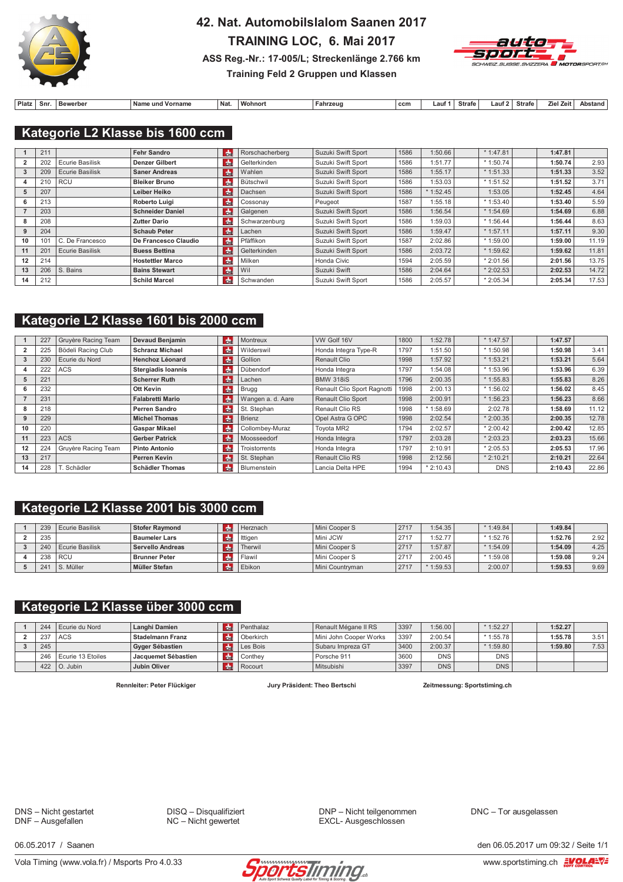# 42. Nat. Automobilslalom Saanen 2017

## TRAINING LOC, 6. Mai 2017

### ASS Reg.-Nr.: 17-005/L; Streckenlänge 2.766 km

### Training Feld 2 Gruppen und Klassen

## Kategorie L2 Klasse bis 1600 ccm

| Platz | Snr. | Bewerber | Name und Vorname | Nat. | Wohnort | Fahrzeug | ccm | Lauf 1 | Strafe | Lauf 2 | Strafe | Ziel Zeit | Abstand |
|---|---|---|---|---|---|---|---|---|---|---|---|---|---|
| 1 | 211 | | **Fehr Sandro** | | Rorschacherberg | Suzuki Swift Sport | 1586 | 1:50.66 | | * 1:47.81 | | **1:47.81** | |
| 2 | 202 | Ecurie Basilisk | **Denzer Gilbert** | | Gelterkinden | Suzuki Swift Sport | 1586 | 1:51.77 | | * 1:50.74 | | **1:50.74** | 2.93 |
| 3 | 209 | Ecurie Basilisk | **Saner Andreas** | | Wahlen | Suzuki Swift Sport | 1586 | 1:55.17 | | * 1:51.33 | | **1:51.33** | 3.52 |
| 4 | 210 | RCU | **Bleiker Bruno** | | Bütschwil | Suzuki Swift Sport | 1586 | 1:53.03 | | * 1:51.52 | | **1:51.52** | 3.71 |
| 5 | 207 | | **Leiber Heiko** | | Dachsen | Suzuki Swift Sport | 1586 | * 1:52.45 | | 1:53.05 | | **1:52.45** | 4.64 |
| 6 | 213 | | **Roberto Luigi** | | Cossonay | Peugeot | 1587 | 1:55.18 | | * 1:53.40 | | **1:53.40** | 5.59 |
| 7 | 203 | | **Schneider Daniel** | | Galgenen | Suzuki Swift Sport | 1586 | 1:56.54 | | * 1:54.69 | | **1:54.69** | 6.88 |
| 8 | 208 | | **Zutter Dario** | | Schwarzenburg | Suzuki Swift Sport | 1586 | 1:59.03 | | * 1:56.44 | | **1:56.44** | 8.63 |
| 9 | 204 | | **Schaub Peter** | | Lachen | Suzuki Swift Sport | 1586 | 1:59.47 | | * 1:57.11 | | **1:57.11** | 9.30 |
| 10 | 101 | C. De Francesco | **De Francesco Claudio** | | Pfäffikon | Suzuki Swift Sport | 1587 | 2:02.86 | | * 1:59.00 | | **1:59.00** | 11.19 |
| 11 | 201 | Ecurie Basilisk | **Buess Bettina** | | Gelterkinden | Suzuki Swift Sport | 1586 | 2:03.72 | | * 1:59.62 | | **1:59.62** | 11.81 |
| 12 | 214 | | **Hostettler Marco** | | Milken | Honda Civic | 1594 | 2:05.59 | | * 2:01.56 | | **2:01.56** | 13.75 |
| 13 | 206 | S. Bains | **Bains Stewart** | | Wil | Suzuki Swift | 1586 | 2:04.64 | | * 2:02.53 | | **2:02.53** | 14.72 |
| 14 | 212 | | **Schild Marcel** | | Schwanden | Suzuki Swift Sport | 1586 | 2:05.57 | | * 2:05.34 | | **2:05.34** | 17.53 |

## Kategorie L2 Klasse 1601 bis 2000 ccm

| Platz | Snr. | Bewerber | Name und Vorname | Nat. | Wohnort | Fahrzeug | ccm | Lauf 1 | Strafe | Lauf 2 | Strafe | Ziel Zeit | Abstand |
|---|---|---|---|---|---|---|---|---|---|---|---|---|---|
| 1 | 227 | Gruyère Racing Team | **Devaud Benjamin** | | Montreux | VW Golf 16V | 1800 | 1:52.78 | | * 1:47.57 | | **1:47.57** | |
| 2 | 225 | Bödeli Racing Club | **Schranz Michael** | | Wilderswil | Honda Integra Type-R | 1797 | 1:51.50 | | * 1:50.98 | | **1:50.98** | 3.41 |
| 3 | 230 | Ecurie du Nord | **Henchoz Léonard** | | Gollion | Renault Clio | 1998 | 1:57.92 | | * 1:53.21 | | **1:53.21** | 5.64 |
| 4 | 222 | ACS | **Stergiadis Ioannis** | | Dübendorf | Honda Integra | 1797 | 1:54.08 | | * 1:53.96 | | **1:53.96** | 6.39 |
| 5 | 221 | | **Scherrer Ruth** | | Lachen | BMW 318iS | 1796 | 2:00.35 | | * 1:55.83 | | **1:55.83** | 8.26 |
| 6 | 232 | | **Ott Kevin** | | Brugg | Renault Clio Sport Ragnotti | 1998 | 2:00.13 | | * 1:56.02 | | **1:56.02** | 8.45 |
| 7 | 231 | | **Falabretti Mario** | | Wangen a. d. Aare | Renault Clio Sport | 1998 | 2:00.91 | | * 1:56.23 | | **1:56.23** | 8.66 |
| 8 | 218 | | **Perren Sandro** | | St. Stephan | Renault Clio RS | 1998 | * 1:58.69 | | 2:02.78 | | **1:58.69** | 11.12 |
| 9 | 229 | | **Michel Thomas** | | Brienz | Opel Astra G OPC | 1998 | 2:02.54 | | * 2:00.35 | | **2:00.35** | 12.78 |
| 10 | 220 | | **Gaspar Mikael** | | Collombey-Muraz | Toyota MR2 | 1794 | 2:02.57 | | * 2:00.42 | | **2:00.42** | 12.85 |
| 11 | 223 | ACS | **Gerber Patrick** | | Moosseedorf | Honda Integra | 1797 | 2:03.28 | | * 2:03.23 | | **2:03.23** | 15.66 |
| 12 | 224 | Gruyère Racing Team | **Pinto Antonio** | | Troistorrents | Honda Integra | 1797 | 2:10.91 | | * 2:05.53 | | **2:05.53** | 17.96 |
| 13 | 217 | | **Perren Kevin** | | St. Stephan | Renault Clio RS | 1998 | 2:12.56 | | * 2:10.21 | | **2:10.21** | 22.64 |
| 14 | 228 | T. Schädler | **Schädler Thomas** | | Blumenstein | Lancia Delta HPE | 1994 | * 2:10.43 | | DNS | | **2:10.43** | 22.86 |

## Kategorie L2 Klasse 2001 bis 3000 ccm

| Platz | Snr. | Bewerber | Name und Vorname | Nat. | Wohnort | Fahrzeug | ccm | Lauf 1 | Strafe | Lauf 2 | Strafe | Ziel Zeit | Abstand |
|---|---|---|---|---|---|---|---|---|---|---|---|---|---|
| 1 | 239 | Ecurie Basilisk | **Stofer Raymond** | | Herznach | Mini Cooper S | 2717 | 1:54.35 | | * 1:49.84 | | **1:49.84** | |
| 2 | 235 | | **Baumeler Lars** | | Ittigen | Mini JCW | 2717 | 1:52.77 | | * 1:52.76 | | **1:52.76** | 2.92 |
| 3 | 240 | Ecurie Basilisk | **Servello Andreas** | | Therwil | Mini Cooper S | 2717 | 1:57.87 | | * 1:54.09 | | **1:54.09** | 4.25 |
| 4 | 238 | RCU | **Brunner Peter** | | Flawil | Mini Cooper S | 2717 | 2:00.45 | | * 1:59.08 | | **1:59.08** | 9.24 |
| 5 | 241 | S. Müller | **Müller Stefan** | | Ebikon | Mini Countryman | 2717 | * 1:59.53 | | 2:00.07 | | **1:59.53** | 9.69 |

## Kategorie L2 Klasse über 3000 ccm

| Platz | Snr. | Bewerber | Name und Vorname | Nat. | Wohnort | Fahrzeug | ccm | Lauf 1 | Strafe | Lauf 2 | Strafe | Ziel Zeit | Abstand |
|---|---|---|---|---|---|---|---|---|---|---|---|---|---|
| 1 | 244 | Ecurie du Nord | **Langhi Damien** | | Penthalaz | Renault Mégane II RS | 3397 | 1:56.00 | | * 1:52.27 | | **1:52.27** | |
| 2 | 237 | ACS | **Stadelmann Franz** | | Oberkirch | Mini John Cooper Works | 3397 | 2:00.54 | | * 1:55.78 | | **1:55.78** | 3.51 |
| 3 | 245 | | **Gyger Sébastien** | | Les Bois | Subaru Impreza GT | 3400 | 2:00.37 | | * 1:59.80 | | **1:59.80** | 7.53 |
| | 246 | Ecurie 13 Etoiles | **Jacquemet Sébastien** | | Conthey | Porsche 911 | 3600 | DNS | | DNS | | | |
| | 422 | O. Jubin | **Jubin Oliver** | | Rocourt | Mitsubishi | 3397 | DNS | | DNS | | | |

**Rennleiter: Peter Flückiger** **Jury Präsident: Theo Bertschi** **Zeitmessung: Sportstiming.ch**

DNS – Nicht gestartet
DNF – Ausgefallen
DISQ – Disqualifiziert
NC – Nicht gewertet
DNP – Nicht teilgenommen
EXCL- Ausgeschlossen
DNC – Tor ausgelassen

06.05.2017 / Saanen den 06.05.2017 um 09:32 / Seite 1/1

Vola Timing (www.vola.fr) / Msports Pro 4.0.33 www.sportstiming.ch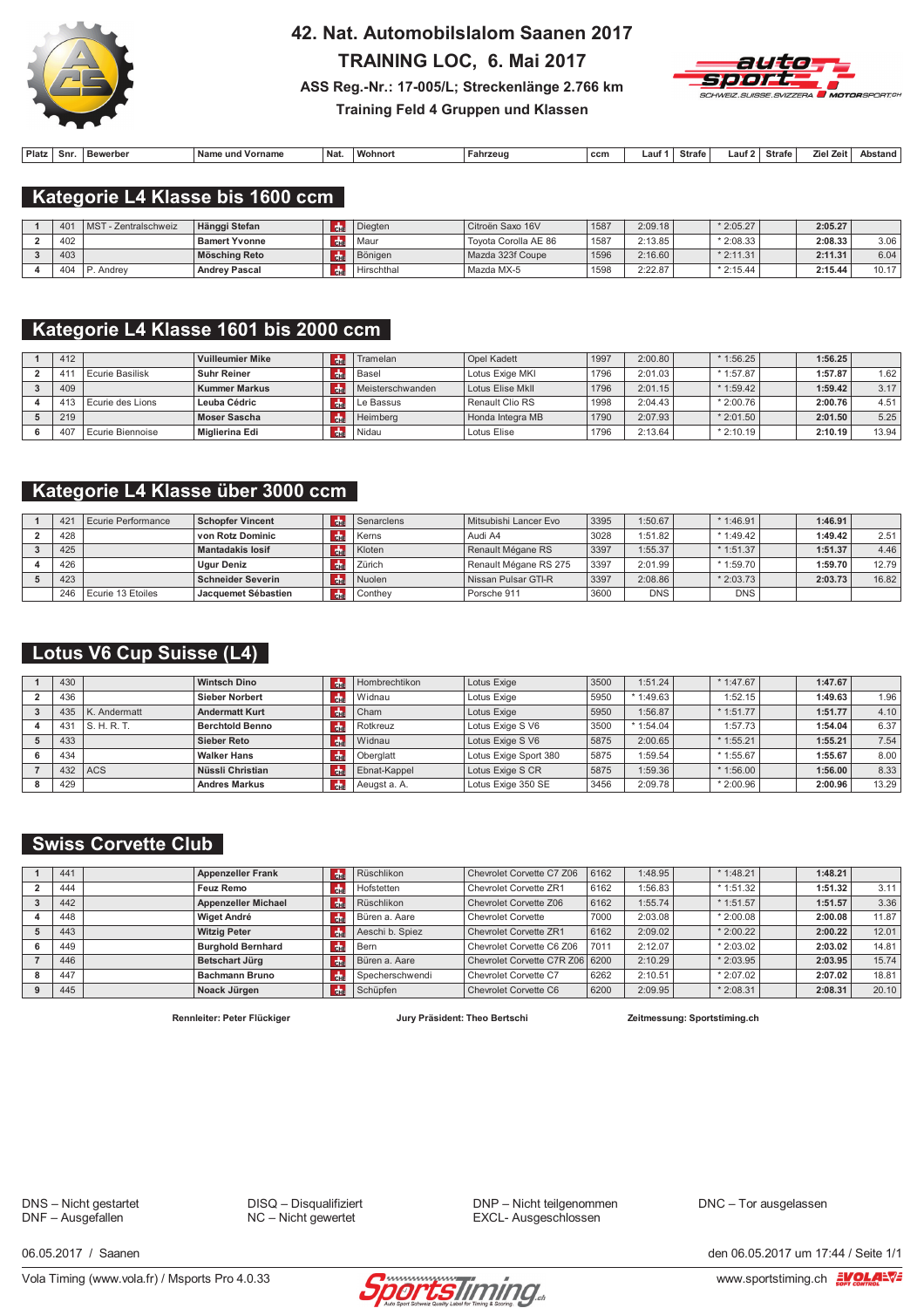# 42. Nat. Automobilslalom Saanen 2017

## TRAINING LOC, 6. Mai 2017

### ASS Reg.-Nr.: 17-005/L; Streckenlänge 2.766 km

### Training Feld 4 Gruppen und Klassen

## Kategorie L4 Klasse bis 1600 ccm

| Platz | Snr. | Bewerber | Name und Vorname | Nat. | Wohnort | Fahrzeug | ccm | Lauf 1 | Strafe | Lauf 2 | Strafe | Ziel Zeit | Abstand |
|---|---|---|---|---|---|---|---|---|---|---|---|---|---|
| 1 | 401 | MST - Zentralschweiz | **Hänggi Stefan** | CH | Diegten | Citroën Saxo 16V | 1587 | 2:09.18 | | * 2:05.27 | | **2:05.27** | |
| 2 | 402 | | **Bamert Yvonne** | CH | Maur | Toyota Corolla AE 86 | 1587 | 2:13.85 | | * 2:08.33 | | **2:08.33** | 3.06 |
| 3 | 403 | | **Mösching Reto** | CH | Bönigen | Mazda 323f Coupe | 1596 | 2:16.60 | | * 2:11.31 | | **2:11.31** | 6.04 |
| 4 | 404 | P. Andrey | **Andrey Pascal** | CH | Hirschthal | Mazda MX-5 | 1598 | 2:22.87 | | * 2:15.44 | | **2:15.44** | 10.17 |

## Kategorie L4 Klasse 1601 bis 2000 ccm

| Platz | Snr. | Bewerber | Name und Vorname | Nat. | Wohnort | Fahrzeug | ccm | Lauf 1 | Strafe | Lauf 2 | Strafe | Ziel Zeit | Abstand |
|---|---|---|---|---|---|---|---|---|---|---|---|---|---|
| 1 | 412 | | **Vuilleumier Mike** | CH | Tramelan | Opel Kadett | 1997 | 2:00.80 | | * 1:56.25 | | **1:56.25** | |
| 2 | 411 | Ecurie Basilisk | **Suhr Reiner** | CH | Basel | Lotus Exige MKI | 1796 | 2:01.03 | | * 1:57.87 | | **1:57.87** | 1.62 |
| 3 | 409 | | **Kummer Markus** | CH | Meisterschwanden | Lotus Elise MkII | 1796 | 2:01.15 | | * 1:59.42 | | **1:59.42** | 3.17 |
| 4 | 413 | Ecurie des Lions | **Leuba Cédric** | CH | Le Bassus | Renault Clio RS | 1998 | 2:04.43 | | * 2:00.76 | | **2:00.76** | 4.51 |
| 5 | 219 | | **Moser Sascha** | CH | Heimberg | Honda Integra MB | 1790 | 2:07.93 | | * 2:01.50 | | **2:01.50** | 5.25 |
| 6 | 407 | Ecurie Biennoise | **Miglierina Edi** | CH | Nidau | Lotus Elise | 1796 | 2:13.64 | | * 2:10.19 | | **2:10.19** | 13.94 |

## Kategorie L4 Klasse über 3000 ccm

| Platz | Snr. | Bewerber | Name und Vorname | Nat. | Wohnort | Fahrzeug | ccm | Lauf 1 | Strafe | Lauf 2 | Strafe | Ziel Zeit | Abstand |
|---|---|---|---|---|---|---|---|---|---|---|---|---|---|
| 1 | 421 | Ecurie Performance | **Schopfer Vincent** | CH | Senarclens | Mitsubishi Lancer Evo | 3395 | 1:50.67 | | * 1:46.91 | | **1:46.91** | |
| 2 | 428 | | **von Rotz Dominic** | CH | Kerns | Audi A4 | 3028 | 1:51.82 | | * 1:49.42 | | **1:49.42** | 2.51 |
| 3 | 425 | | **Mantadakis Iosif** | CH | Kloten | Renault Mégane RS | 3397 | 1:55.37 | | * 1:51.37 | | **1:51.37** | 4.46 |
| 4 | 426 | | **Ugur Deniz** | CH | Zürich | Renault Mégane RS 275 | 3397 | 2:01.99 | | * 1:59.70 | | **1:59.70** | 12.79 |
| 5 | 423 | | **Schneider Severin** | CH | Nuolen | Nissan Pulsar GTI-R | 3397 | 2:08.86 | | * 2:03.73 | | **2:03.73** | 16.82 |
| | 246 | Ecurie 13 Etoiles | **Jacquemet Sébastien** | CH | Conthey | Porsche 911 | 3600 | DNS | | DNS | | | |

## Lotus V6 Cup Suisse (L4)

| Platz | Snr. | Bewerber | Name und Vorname | Nat. | Wohnort | Fahrzeug | ccm | Lauf 1 | Strafe | Lauf 2 | Strafe | Ziel Zeit | Abstand |
|---|---|---|---|---|---|---|---|---|---|---|---|---|---|
| 1 | 430 | | **Wintsch Dino** | CH | Hombrechtikon | Lotus Exige | 3500 | 1:51.24 | | * 1:47.67 | | **1:47.67** | |
| 2 | 436 | | **Sieber Norbert** | CH | Widnau | Lotus Exige | 5950 | * 1:49.63 | | 1:52.15 | | **1:49.63** | 1.96 |
| 3 | 435 | K. Andermatt | **Andermatt Kurt** | CH | Cham | Lotus Exige | 5950 | 1:56.87 | | * 1:51.77 | | **1:51.77** | 4.10 |
| 4 | 431 | S. H. R. T. | **Berchtold Benno** | CH | Rotkreuz | Lotus Exige S V6 | 3500 | * 1:54.04 | | 1:57.73 | | **1:54.04** | 6.37 |
| 5 | 433 | | **Sieber Reto** | CH | Widnau | Lotus Exige S V6 | 5875 | 2:00.65 | | * 1:55.21 | | **1:55.21** | 7.54 |
| 6 | 434 | | **Walker Hans** | CH | Oberglatt | Lotus Exige Sport 380 | 5875 | 1:59.54 | | * 1:55.67 | | **1:55.67** | 8.00 |
| 7 | 432 | ACS | **Nüssli Christian** | CH | Ebnat-Kappel | Lotus Exige S CR | 5875 | 1:59.36 | | * 1:56.00 | | **1:56.00** | 8.33 |
| 8 | 429 | | **Andres Markus** | CH | Aeugst a. A. | Lotus Exige 350 SE | 3456 | 2:09.78 | | * 2:00.96 | | **2:00.96** | 13.29 |

## Swiss Corvette Club

| Platz | Snr. | Bewerber | Name und Vorname | Nat. | Wohnort | Fahrzeug | ccm | Lauf 1 | Strafe | Lauf 2 | Strafe | Ziel Zeit | Abstand |
|---|---|---|---|---|---|---|---|---|---|---|---|---|---|
| 1 | 441 | | **Appenzeller Frank** | CH | Rüschlikon | Chevrolet Corvette C7 Z06 | 6162 | 1:48.95 | | * 1:48.21 | | **1:48.21** | |
| 2 | 444 | | **Feuz Remo** | CH | Hofstetten | Chevrolet Corvette ZR1 | 6162 | 1:56.83 | | * 1:51.32 | | **1:51.32** | 3.11 |
| 3 | 442 | | **Appenzeller Michael** | CH | Rüschlikon | Chevrolet Corvette Z06 | 6162 | 1:55.74 | | * 1:51.57 | | **1:51.57** | 3.36 |
| 4 | 448 | | **Wiget André** | CH | Büren a. Aare | Chevrolet Corvette | 7000 | 2:03.08 | | * 2:00.08 | | **2:00.08** | 11.87 |
| 5 | 443 | | **Witzig Peter** | CH | Aeschi b. Spiez | Chevrolet Corvette ZR1 | 6162 | 2:09.02 | | * 2:00.22 | | **2:00.22** | 12.01 |
| 6 | 449 | | **Burghold Bernhard** | CH | Bern | Chevrolet Corvette C6 Z06 | 7011 | 2:12.07 | | * 2:03.02 | | **2:03.02** | 14.81 |
| 7 | 446 | | **Betschart Jürg** | CH | Büren a. Aare | Chevrolet Corvette C7R Z06 | 6200 | 2:10.29 | | * 2:03.95 | | **2:03.95** | 15.74 |
| 8 | 447 | | **Bachmann Bruno** | CH | Specherschwendi | Chevrolet Corvette C7 | 6262 | 2:10.51 | | * 2:07.02 | | **2:07.02** | 18.81 |
| 9 | 445 | | **Noack Jürgen** | CH | Schüpfen | Chevrolet Corvette C6 | 6200 | 2:09.95 | | * 2:08.31 | | **2:08.31** | 20.10 |

**Rennleiter: Peter Flückiger** **Jury Präsident: Theo Bertschi** **Zeitmessung: Sportstiming.ch**

DNS – Nicht gestartet
DNF – Ausgefallen
DISQ – Disqualifiziert
NC – Nicht gewertet
DNP – Nicht teilgenommen
EXCL- Ausgeschlossen
DNC – Tor ausgelassen

06.05.2017 / Saanen

den 06.05.2017 um 17:44 / Seite 1/1

Vola Timing (www.vola.fr) / Msports Pro 4.0.33

www.sportstiming.ch